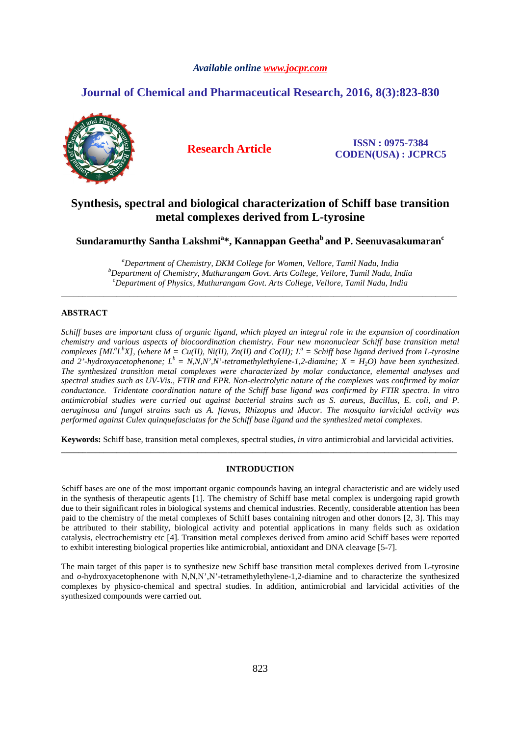Available online www.jocpr.com

# Journal of Chemical and Pharmaceutical Research, 2016, 8(3):823-830

**Research Article**

**ISSN : 0975-7384**
**CODEN(USA) : JCPRC5**

# Synthesis, spectral and biological characterization of Schiff base transition metal complexes derived from L-tyrosine

**Sundaramurthy Santha Lakshmi[a]\*, Kannappan Geetha[b] and P. Seenuvasakumaran[c]**

*[a]Department of Chemistry, DKM College for Women, Vellore, Tamil Nadu, India*
*[b]Department of Chemistry, Muthurangam Govt. Arts College, Vellore, Tamil Nadu, India*
*[c]Department of Physics, Muthurangam Govt. Arts College, Vellore, Tamil Nadu, India*

---

## ABSTRACT

*Schiff bases are important class of organic ligand, which played an integral role in the expansion of coordination chemistry and various aspects of biocoordination chemistry. Four new mononuclear Schiff base transition metal complexes $[ML^aL^bX]$, (where M = Cu(II), Ni(II), Zn(II) and Co(II); $L^a$ = Schiff base ligand derived from L-tyrosine and 2'-hydroxyacetophenone; $L^b$ = N,N,N',N'-tetramethylethylene-1,2-diamine; X = $H_2O$) have been synthesized. The synthesized transition metal complexes were characterized by molar conductance, elemental analyses and spectral studies such as UV-Vis., FTIR and EPR. Non-electrolytic nature of the complexes was confirmed by molar conductance. Tridentate coordination nature of the Schiff base ligand was confirmed by FTIR spectra. In vitro antimicrobial studies were carried out against bacterial strains such as S. aureus, Bacillus, E. coli, and P. aeruginosa and fungal strains such as A. flavus, Rhizopus and Mucor. The mosquito larvicidal activity was performed against Culex quinquefasciatus for the Schiff base ligand and the synthesized metal complexes.*

**Keywords:** Schiff base, transition metal complexes, spectral studies, *in vitro* antimicrobial and larvicidal activities.

---

## INTRODUCTION

Schiff bases are one of the most important organic compounds having an integral characteristic and are widely used in the synthesis of therapeutic agents [1]. The chemistry of Schiff base metal complex is undergoing rapid growth due to their significant roles in biological systems and chemical industries. Recently, considerable attention has been paid to the chemistry of the metal complexes of Schiff bases containing nitrogen and other donors [2, 3]. This may be attributed to their stability, biological activity and potential applications in many fields such as oxidation catalysis, electrochemistry etc [4]. Transition metal complexes derived from amino acid Schiff bases were reported to exhibit interesting biological properties like antimicrobial, antioxidant and DNA cleavage [5-7].

The main target of this paper is to synthesize new Schiff base transition metal complexes derived from L-tyrosine and *o*-hydroxyacetophenone with N,N,N',N'-tetramethylethylene-1,2-diamine and to characterize the synthesized complexes by physico-chemical and spectral studies. In addition, antimicrobial and larvicidal activities of the synthesized compounds were carried out.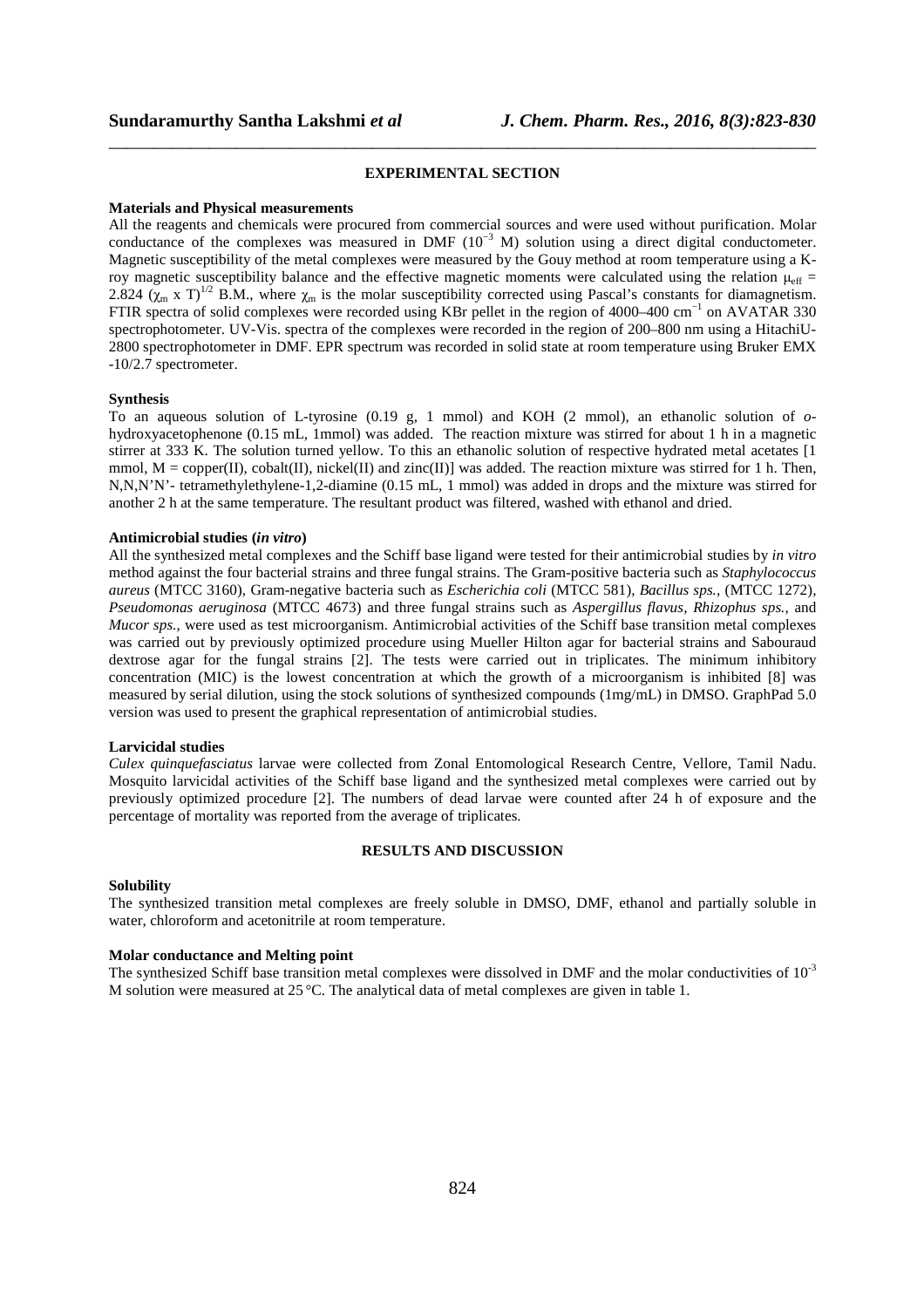## EXPERIMENTAL SECTION

### Materials and Physical measurements

All the reagents and chemicals were procured from commercial sources and were used without purification. Molar conductance of the complexes was measured in DMF ($10^{-3}$ M) solution using a direct digital conductometer. Magnetic susceptibility of the metal complexes were measured by the Gouy method at room temperature using a K-roy magnetic susceptibility balance and the effective magnetic moments were calculated using the relation $\mu_{eff}$ = 2.824 $(\chi_m \times T)^{1/2}$ B.M., where $\chi_m$ is the molar susceptibility corrected using Pascal's constants for diamagnetism. FTIR spectra of solid complexes were recorded using KBr pellet in the region of 4000–400 $cm^{-1}$ on AVATAR 330 spectrophotometer. UV-Vis. spectra of the complexes were recorded in the region of 200–800 nm using a HitachiU-2800 spectrophotometer in DMF. EPR spectrum was recorded in solid state at room temperature using Bruker EMX -10/2.7 spectrometer.

### Synthesis

To an aqueous solution of L-tyrosine (0.19 g, 1 mmol) and KOH (2 mmol), an ethanolic solution of *o*-hydroxyacetophenone (0.15 mL, 1mmol) was added. The reaction mixture was stirred for about 1 h in a magnetic stirrer at 333 K. The solution turned yellow. To this an ethanolic solution of respective hydrated metal acetates [1 mmol, M = copper(II), cobalt(II), nickel(II) and zinc(II)] was added. The reaction mixture was stirred for 1 h. Then, N,N,N'N'- tetramethylethylene-1,2-diamine (0.15 mL, 1 mmol) was added in drops and the mixture was stirred for another 2 h at the same temperature. The resultant product was filtered, washed with ethanol and dried.

### Antimicrobial studies (*in vitro*)

All the synthesized metal complexes and the Schiff base ligand were tested for their antimicrobial studies by *in vitro* method against the four bacterial strains and three fungal strains. The Gram-positive bacteria such as *Staphylococcus aureus* (MTCC 3160), Gram-negative bacteria such as *Escherichia coli* (MTCC 581), *Bacillus sps.,* (MTCC 1272), *Pseudomonas aeruginosa* (MTCC 4673) and three fungal strains such as *Aspergillus flavus, Rhizophus sps.,* and *Mucor sps.,* were used as test microorganism. Antimicrobial activities of the Schiff base transition metal complexes was carried out by previously optimized procedure using Mueller Hilton agar for bacterial strains and Sabouraud dextrose agar for the fungal strains [2]. The tests were carried out in triplicates. The minimum inhibitory concentration (MIC) is the lowest concentration at which the growth of a microorganism is inhibited [8] was measured by serial dilution, using the stock solutions of synthesized compounds (1mg/mL) in DMSO. GraphPad 5.0 version was used to present the graphical representation of antimicrobial studies.

### Larvicidal studies

*Culex quinquefasciatus* larvae were collected from Zonal Entomological Research Centre, Vellore, Tamil Nadu. Mosquito larvicidal activities of the Schiff base ligand and the synthesized metal complexes were carried out by previously optimized procedure [2]. The numbers of dead larvae were counted after 24 h of exposure and the percentage of mortality was reported from the average of triplicates.

## RESULTS AND DISCUSSION

### Solubility

The synthesized transition metal complexes are freely soluble in DMSO, DMF, ethanol and partially soluble in water, chloroform and acetonitrile at room temperature.

### Molar conductance and Melting point

The synthesized Schiff base transition metal complexes were dissolved in DMF and the molar conductivities of $10^{-3}$ M solution were measured at 25 °C. The analytical data of metal complexes are given in table 1.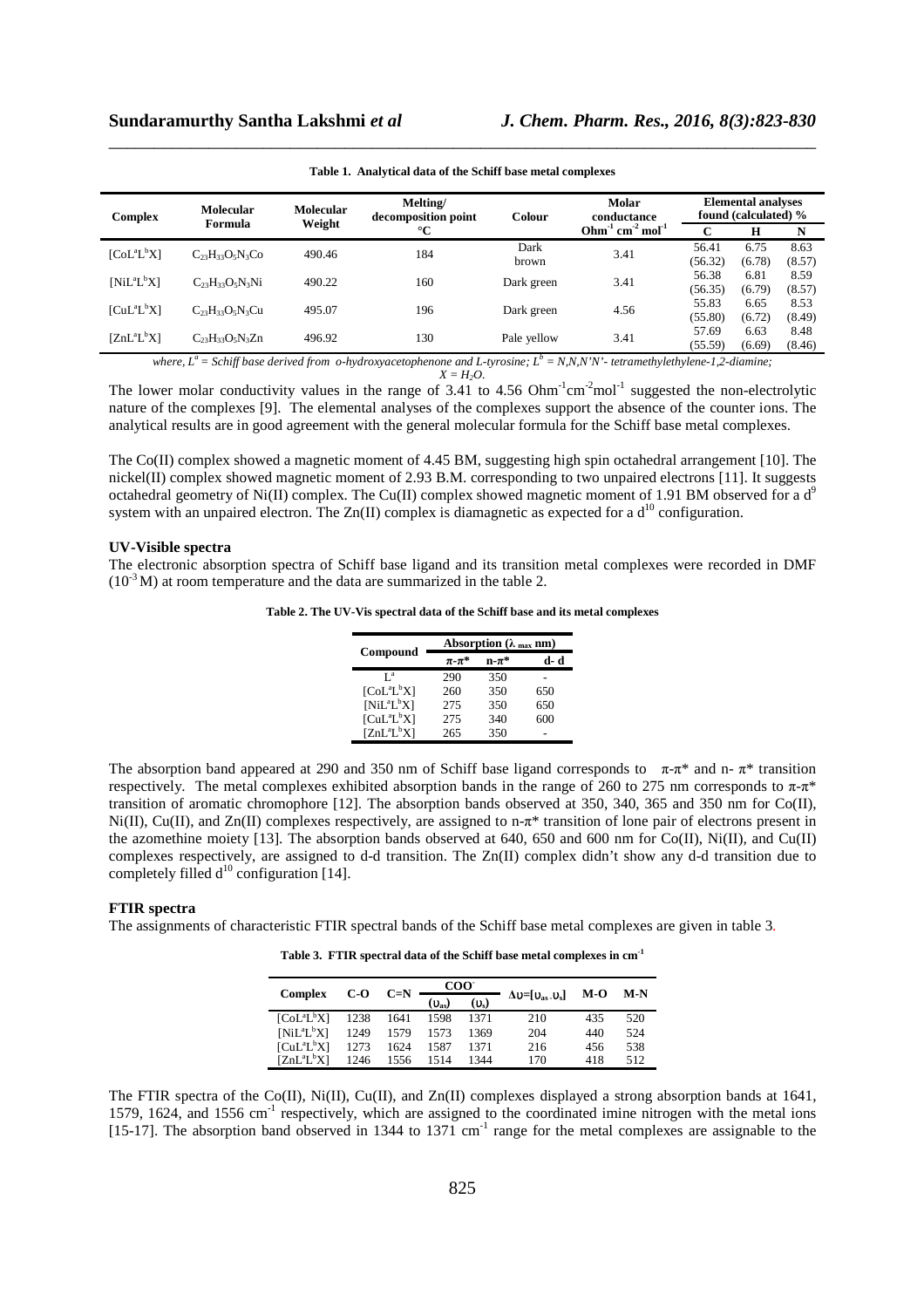**Table 1. Analytical data of the Schiff base metal complexes**

| Complex | Molecular Formula | Molecular Weight | Melting/ decomposition point °C | Colour | Molar conductance $Ohm^{-1}$ $cm^{-2}$ $mol^{-1}$ | Elemental analyses found (calculated) % | | |
|---|---|---|---|---|---|---|---|---|
| | | | | | | C | H | N |
| $[CoL^aL^bX]$ | $C_{23}H_{33}O_5N_3Co$ | 490.46 | 184 | Dark brown | 3.41 | 56.41 (56.32) | 6.75 (6.78) | 8.63 (8.57) |
| $[NiL^aL^bX]$ | $C_{23}H_{33}O_5N_3Ni$ | 490.22 | 160 | Dark green | 3.41 | 56.38 (56.35) | 6.81 (6.79) | 8.59 (8.57) |
| $[CuL^aL^bX]$ | $C_{23}H_{33}O_5N_3Cu$ | 495.07 | 196 | Dark green | 4.56 | 55.83 (55.80) | 6.65 (6.72) | 8.53 (8.49) |
| $[ZnL^aL^bX]$ | $C_{23}H_{33}O_5N_3Zn$ | 496.92 | 130 | Pale yellow | 3.41 | 57.69 (55.59) | 6.63 (6.69) | 8.48 (8.46) |

*where, $L^a$ = Schiff base derived from o-hydroxyacetophenone and L-tyrosine; $L^b$ = N,N,N'N'- tetramethylethylene-1,2-diamine; $X = H_2O$.*

The lower molar conductivity values in the range of 3.41 to 4.56 $Ohm^{-1}cm^{-2}mol^{-1}$ suggested the non-electrolytic nature of the complexes [9]. The elemental analyses of the complexes support the absence of the counter ions. The analytical results are in good agreement with the general molecular formula for the Schiff base metal complexes.

The Co(II) complex showed a magnetic moment of 4.45 BM, suggesting high spin octahedral arrangement [10]. The nickel(II) complex showed magnetic moment of 2.93 B.M. corresponding to two unpaired electrons [11]. It suggests octahedral geometry of Ni(II) complex. The Cu(II) complex showed magnetic moment of 1.91 BM observed for a $d^9$ system with an unpaired electron. The Zn(II) complex is diamagnetic as expected for a $d^{10}$ configuration.

### UV-Visible spectra

The electronic absorption spectra of Schiff base ligand and its transition metal complexes were recorded in DMF ($10^{-3}$ M) at room temperature and the data are summarized in the table 2.

**Table 2. The UV-Vis spectral data of the Schiff base and its metal complexes**

| Compound | Absorption ($\lambda_{max}$ nm) | | |
|---|---|---|---|
| | $\pi$-$\pi$* | n-$\pi$* | d- d |
| $L^a$ | 290 | 350 | - |
| $[CoL^aL^bX]$ | 260 | 350 | 650 |
| $[NiL^aL^bX]$ | 275 | 350 | 650 |
| $[CuL^aL^bX]$ | 275 | 340 | 600 |
| $[ZnL^aL^bX]$ | 265 | 350 | - |

The absorption band appeared at 290 and 350 nm of Schiff base ligand corresponds to $\pi$-$\pi$* and n- $\pi$* transition respectively. The metal complexes exhibited absorption bands in the range of 260 to 275 nm corresponds to $\pi$-$\pi$* transition of aromatic chromophore [12]. The absorption bands observed at 350, 340, 365 and 350 nm for Co(II), Ni(II), Cu(II), and Zn(II) complexes respectively, are assigned to n-$\pi$* transition of lone pair of electrons present in the azomethine moiety [13]. The absorption bands observed at 640, 650 and 600 nm for Co(II), Ni(II), and Cu(II) complexes respectively, are assigned to d-d transition. The Zn(II) complex didn't show any d-d transition due to completely filled $d^{10}$ configuration [14].

### FTIR spectra

The assignments of characteristic FTIR spectral bands of the Schiff base metal complexes are given in table 3.

**Table 3. FTIR spectral data of the Schiff base metal complexes in $cm^{-1}$**

| Complex | C-O | C=N | $COO^-$ | | $\Delta\upsilon=[\upsilon_{as} - \upsilon_s]$ | M-O | M-N |
|---|---|---|---|---|---|---|---|
| | | | ($\upsilon_{as}$) | ($\upsilon_s$) | | | |
| $[CoL^aL^bX]$ | 1238 | 1641 | 1598 | 1371 | 210 | 435 | 520 |
| $[NiL^aL^bX]$ | 1249 | 1579 | 1573 | 1369 | 204 | 440 | 524 |
| $[CuL^aL^bX]$ | 1273 | 1624 | 1587 | 1371 | 216 | 456 | 538 |
| $[ZnL^aL^bX]$ | 1246 | 1556 | 1514 | 1344 | 170 | 418 | 512 |

The FTIR spectra of the Co(II), Ni(II), Cu(II), and Zn(II) complexes displayed a strong absorption bands at 1641, 1579, 1624, and 1556 $cm^{-1}$ respectively, which are assigned to the coordinated imine nitrogen with the metal ions [15-17]. The absorption band observed in 1344 to 1371 $cm^{-1}$ range for the metal complexes are assignable to the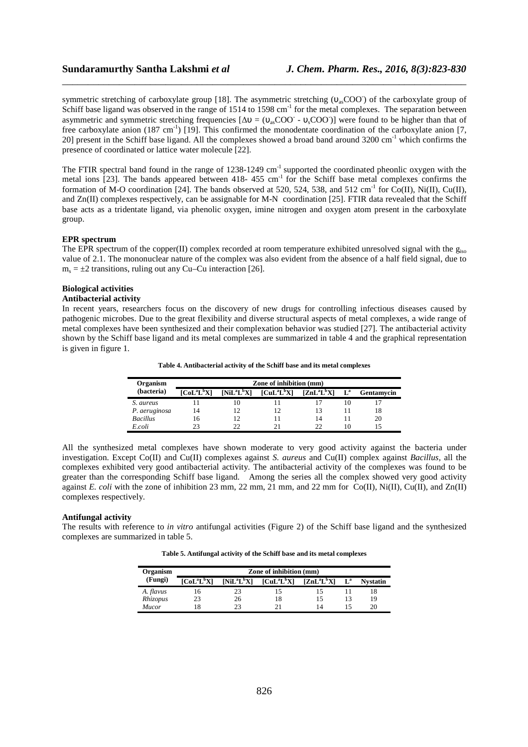symmetric stretching of carboxylate group [18]. The asymmetric stretching ($\upsilon_{as}COO^-$) of the carboxylate group of Schiff base ligand was observed in the range of 1514 to 1598 $cm^{-1}$ for the metal complexes. The separation between asymmetric and symmetric stretching frequencies [$\Delta\upsilon = (\upsilon_{as}COO^- - \upsilon_{s}COO^-)$] were found to be higher than that of free carboxylate anion (187 $cm^{-1}$) [19]. This confirmed the monodentate coordination of the carboxylate anion [7, 20] present in the Schiff base ligand. All the complexes showed a broad band around 3200 $cm^{-1}$ which confirms the presence of coordinated or lattice water molecule [22].

The FTIR spectral band found in the range of 1238-1249 $cm^{-1}$ supported the coordinated pheonlic oxygen with the metal ions [23]. The bands appeared between 418- 455 $cm^{-1}$ for the Schiff base metal complexes confirms the formation of M-O coordination [24]. The bands observed at 520, 524, 538, and 512 $cm^{-1}$ for Co(II), Ni(II), Cu(II), and Zn(II) complexes respectively, can be assignable for M-N coordination [25]. FTIR data revealed that the Schiff base acts as a tridentate ligand, via phenolic oxygen, imine nitrogen and oxygen atom present in the carboxylate group.

**EPR spectrum**

The EPR spectrum of the copper(II) complex recorded at room temperature exhibited unresolved signal with the $g_{iso}$ value of 2.1. The mononuclear nature of the complex was also evident from the absence of a half field signal, due to $m_s = \pm 2$ transitions, ruling out any Cu–Cu interaction [26].

**Biological activities**

**Antibacterial activity**

In recent years, researchers focus on the discovery of new drugs for controlling infectious diseases caused by pathogenic microbes. Due to the great flexibility and diverse structural aspects of metal complexes, a wide range of metal complexes have been synthesized and their complexation behavior was studied [27]. The antibacterial activity shown by the Schiff base ligand and its metal complexes are summarized in table 4 and the graphical representation is given in figure 1.

**Table 4. Antibacterial activity of the Schiff base and its metal complexes**

| Organism (bacteria) | Zone of inhibition (mm) | | | | | |
|---|---|---|---|---|---|---|
| | $[CoL^aL^bX]$ | $[NiL^aL^bX]$ | $[CuL^aL^bX]$ | $[ZnL^aL^bX]$ | $L^a$ | Gentamycin |
| *S. aureus* | 11 | 10 | 11 | 17 | 10 | 17 |
| *P. aeruginosa* | 14 | 12 | 12 | 13 | 11 | 18 |
| *Bacillus* | 16 | 12 | 11 | 14 | 11 | 20 |
| *E.coli* | 23 | 22 | 21 | 22 | 10 | 15 |

All the synthesized metal complexes have shown moderate to very good activity against the bacteria under investigation. Except Co(II) and Cu(II) complexes against *S. aureus* and Cu(II) complex against *Bacillus*, all the complexes exhibited very good antibacterial activity. The antibacterial activity of the complexes was found to be greater than the corresponding Schiff base ligand. Among the series all the complex showed very good activity against *E. coli* with the zone of inhibition 23 mm, 22 mm, 21 mm, and 22 mm for Co(II), Ni(II), Cu(II), and Zn(II) complexes respectively.

**Antifungal activity**

The results with reference to *in vitro* antifungal activities (Figure 2) of the Schiff base ligand and the synthesized complexes are summarized in table 5.

**Table 5. Antifungal activity of the Schiff base and its metal complexes**

| Organism (Fungi) | Zone of inhibition (mm) | | | | | |
|---|---|---|---|---|---|---|
| | $[CoL^aL^bX]$ | $[NiL^aL^bX]$ | $[CuL^aL^bX]$ | $[ZnL^aL^bX]$ | $L^a$ | Nystatin |
| *A. flavus* | 16 | 23 | 15 | 15 | 11 | 18 |
| *Rhizopus* | 23 | 26 | 18 | 15 | 13 | 19 |
| *Mucor* | 18 | 23 | 21 | 14 | 15 | 20 |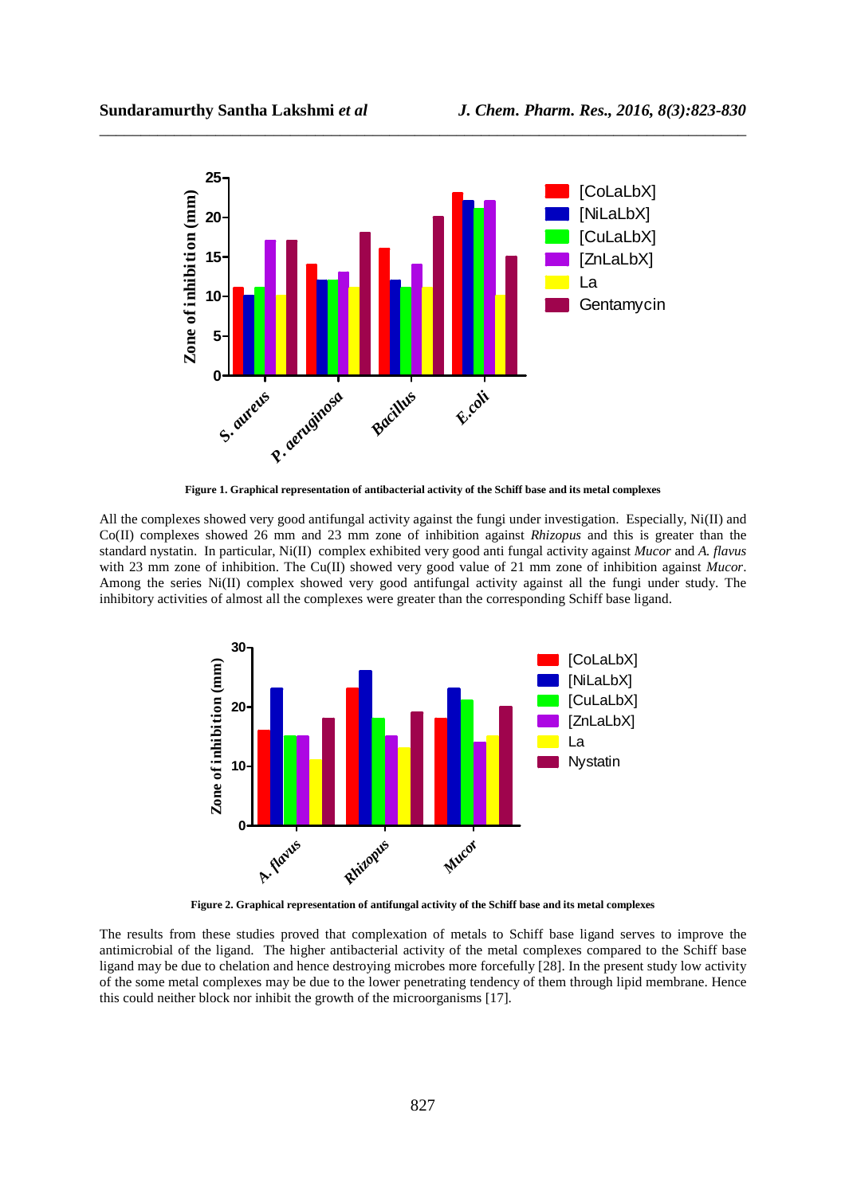**Figure 1. Graphical representation of antibacterial activity of the Schiff base and its metal complexes**

All the complexes showed very good antifungal activity against the fungi under investigation. Especially, Ni(II) and Co(II) complexes showed 26 mm and 23 mm zone of inhibition against *Rhizopus* and this is greater than the standard nystatin. In particular, Ni(II) complex exhibited very good anti fungal activity against *Mucor* and *A. flavus* with 23 mm zone of inhibition. The Cu(II) showed very good value of 21 mm zone of inhibition against *Mucor*. Among the series Ni(II) complex showed very good antifungal activity against all the fungi under study. The inhibitory activities of almost all the complexes were greater than the corresponding Schiff base ligand.

**Figure 2. Graphical representation of antifungal activity of the Schiff base and its metal complexes**

The results from these studies proved that complexation of metals to Schiff base ligand serves to improve the antimicrobial of the ligand. The higher antibacterial activity of the metal complexes compared to the Schiff base ligand may be due to chelation and hence destroying microbes more forcefully [28]. In the present study low activity of the some metal complexes may be due to the lower penetrating tendency of them through lipid membrane. Hence this could neither block nor inhibit the growth of the microorganisms [17].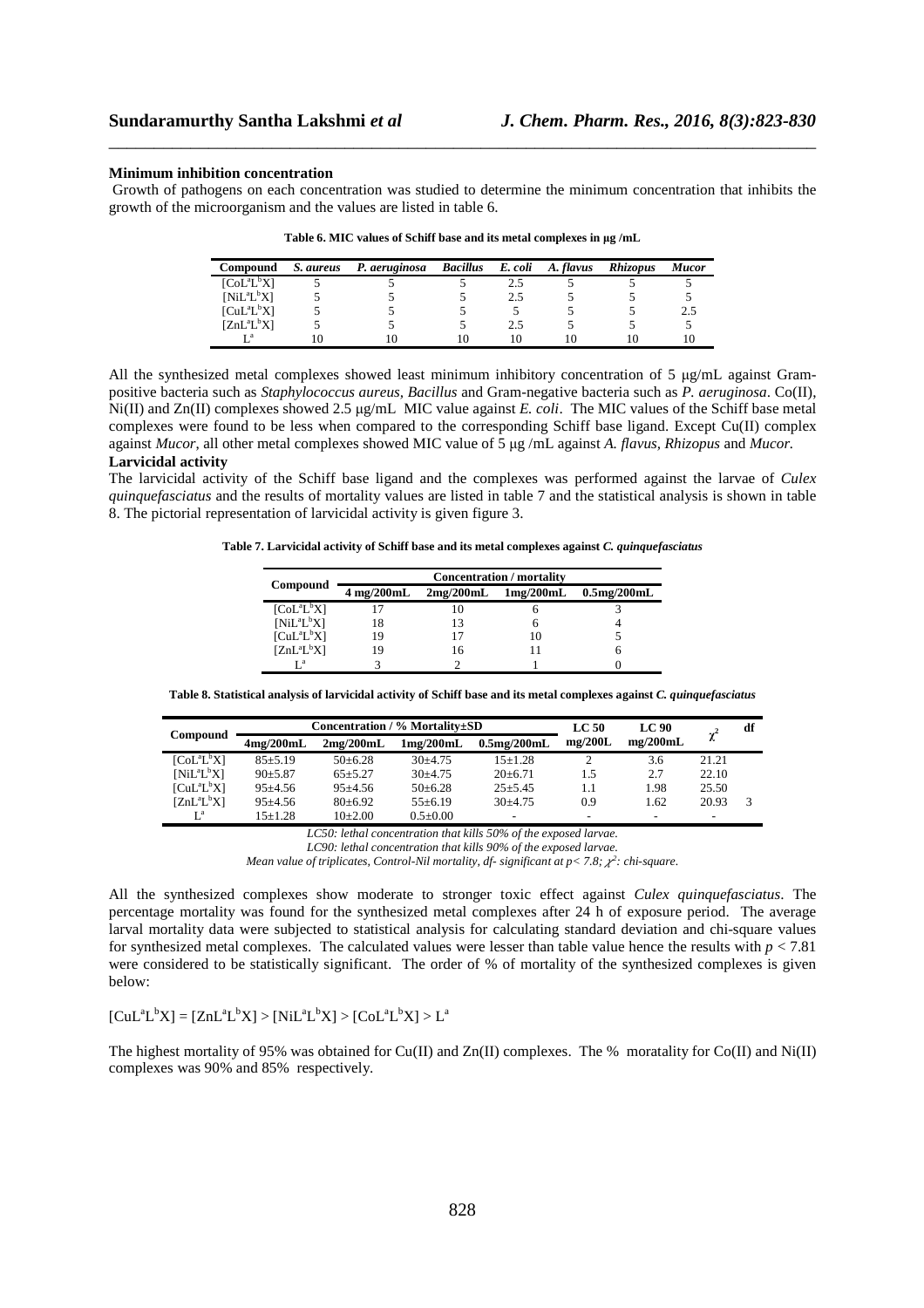**Minimum inhibition concentration**

Growth of pathogens on each concentration was studied to determine the minimum concentration that inhibits the growth of the microorganism and the values are listed in table 6.

**Table 6. MIC values of Schiff base and its metal complexes in µg /mL**

| Compound | *S. aureus* | *P. aeruginosa* | *Bacillus* | *E. coli* | *A. flavus* | *Rhizopus* | *Mucor* |
|---|---|---|---|---|---|---|---|
| $[CoL^aL^bX]$ | 5 | 5 | 5 | 2.5 | 5 | 5 | 5 |
| $[NiL^aL^bX]$ | 5 | 5 | 5 | 2.5 | 5 | 5 | 5 |
| $[CuL^aL^bX]$ | 5 | 5 | 5 | 5 | 5 | 5 | 2.5 |
| $[ZnL^aL^bX]$ | 5 | 5 | 5 | 2.5 | 5 | 5 | 5 |
| $L^a$ | 10 | 10 | 10 | 10 | 10 | 10 | 10 |

All the synthesized metal complexes showed least minimum inhibitory concentration of 5 µg/mL against Gram-positive bacteria such as *Staphylococcus aureus, Bacillus* and Gram-negative bacteria such as *P. aeruginosa*. Co(II), Ni(II) and Zn(II) complexes showed 2.5 µg/mL MIC value against *E. coli*. The MIC values of the Schiff base metal complexes were found to be less when compared to the corresponding Schiff base ligand. Except Cu(II) complex against *Mucor*, all other metal complexes showed MIC value of 5 µg /mL against *A. flavus, Rhizopus* and *Mucor.*

**Larvicidal activity**

The larvicidal activity of the Schiff base ligand and the complexes was performed against the larvae of *Culex quinquefasciatus* and the results of mortality values are listed in table 7 and the statistical analysis is shown in table 8. The pictorial representation of larvicidal activity is given figure 3.

**Table 7. Larvicidal activity of Schiff base and its metal complexes against *C. quinquefasciatus***

| Compound | Concentration / mortality | | | |
|---|---|---|---|---|
| | 4 mg/200mL | 2mg/200mL | 1mg/200mL | 0.5mg/200mL |
| $[CoL^aL^bX]$ | 17 | 10 | 6 | 3 |
| $[NiL^aL^bX]$ | 18 | 13 | 6 | 4 |
| $[CuL^aL^bX]$ | 19 | 17 | 10 | 5 |
| $[ZnL^aL^bX]$ | 19 | 16 | 11 | 6 |
| $L^a$ | 3 | 2 | 1 | 0 |

**Table 8. Statistical analysis of larvicidal activity of Schiff base and its metal complexes against *C. quinquefasciatus***

| Compound | Concentration / % Mortality±SD | | | | LC 50 mg/200L | LC 90 mg/200mL | $\chi^2$ | df |
|---|---|---|---|---|---|---|---|---|
| | 4mg/200mL | 2mg/200mL | 1mg/200mL | 0.5mg/200mL | | | | |
| $[CoL^aL^bX]$ | 85±5.19 | 50±6.28 | 30±4.75 | 15±1.28 | 2 | 3.6 | 21.21 | |
| $[NiL^aL^bX]$ | 90±5.87 | 65±5.27 | 30±4.75 | 20±6.71 | 1.5 | 2.7 | 22.10 | |
| $[CuL^aL^bX]$ | 95±4.56 | 95±4.56 | 50±6.28 | 25±5.45 | 1.1 | 1.98 | 25.50 | |
| $[ZnL^aL^bX]$ | 95±4.56 | 80±6.92 | 55±6.19 | 30±4.75 | 0.9 | 1.62 | 20.93 | 3 |
| $L^a$ | 15±1.28 | 10±2.00 | 0.5±0.00 | - | - | - | - | |

*LC50: lethal concentration that kills 50% of the exposed larvae.*
*LC90: lethal concentration that kills 90% of the exposed larvae.*
*Mean value of triplicates, Control-Nil mortality, df- significant at p< 7.8; $\chi^2$: chi-square.*

All the synthesized complexes show moderate to stronger toxic effect against *Culex quinquefasciatus*. The percentage mortality was found for the synthesized metal complexes after 24 h of exposure period. The average larval mortality data were subjected to statistical analysis for calculating standard deviation and chi-square values for synthesized metal complexes. The calculated values were lesser than table value hence the results with $p < 7.81$ were considered to be statistically significant. The order of % of mortality of the synthesized complexes is given below:

$[CuL^aL^bX] = [ZnL^aL^bX] > [NiL^aL^bX] > [CoL^aL^bX] > L^a$

The highest mortality of 95% was obtained for Cu(II) and Zn(II) complexes. The % moratality for Co(II) and Ni(II) complexes was 90% and 85% respectively.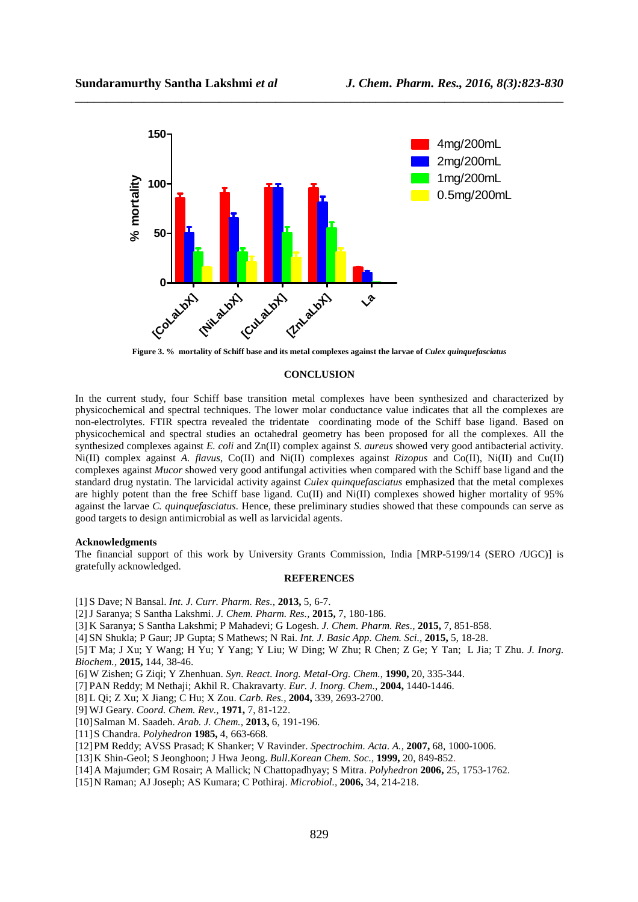Figure 3. % mortality of Schiff base and its metal complexes against the larvae of *Culex quinquefasciatus*

## CONCLUSION

In the current study, four Schiff base transition metal complexes have been synthesized and characterized by physicochemical and spectral techniques. The lower molar conductance value indicates that all the complexes are non-electrolytes. FTIR spectra revealed the tridentate coordinating mode of the Schiff base ligand. Based on physicochemical and spectral studies an octahedral geometry has been proposed for all the complexes. All the synthesized complexes against *E. coli* and Zn(II) complex against *S. aureus* showed very good antibacterial activity. Ni(II) complex against *A. flavus*, Co(II) and Ni(II) complexes against *Rizopus* and Co(II), Ni(II) and Cu(II) complexes against *Mucor* showed very good antifungal activities when compared with the Schiff base ligand and the standard drug nystatin. The larvicidal activity against *Culex quinquefasciatus* emphasized that the metal complexes are highly potent than the free Schiff base ligand. Cu(II) and Ni(II) complexes showed higher mortality of 95% against the larvae *C. quinquefasciatus.* Hence, these preliminary studies showed that these compounds can serve as good targets to design antimicrobial as well as larvicidal agents.

### Acknowledgments

The financial support of this work by University Grants Commission, India [MRP-5199/14 (SERO /UGC)] is gratefully acknowledged.

## REFERENCES

[1] S Dave; N Bansal. *Int. J. Curr. Pharm. Res.,* **2013,** 5, 6-7.
[2] J Saranya; S Santha Lakshmi. *J. Chem. Pharm. Res.,* **2015,** 7, 180-186.
[3] K Saranya; S Santha Lakshmi; P Mahadevi; G Logesh. *J. Chem. Pharm. Res.,* **2015,** 7, 851-858.
[4] SN Shukla; P Gaur; JP Gupta; S Mathews; N Rai. *Int. J. Basic App. Chem. Sci.,* **2015,** 5, 18-28.
[5] T Ma; J Xu; Y Wang; H Yu; Y Yang; Y Liu; W Ding; W Zhu; R Chen; Z Ge; Y Tan; L Jia; T Zhu. *J. Inorg. Biochem.,* **2015,** 144, 38-46.
[6] W Zishen; G Ziqi; Y Zhenhuan. *Syn. React. Inorg. Metal-Org. Chem.,* **1990,** 20, 335-344.
[7] PAN Reddy; M Nethaji; Akhil R. Chakravarty. *Eur. J. Inorg. Chem.,* **2004,** 1440-1446.
[8] L Qi; Z Xu; X Jiang; C Hu; X Zou. *Carb. Res.,* **2004,** 339, 2693-2700.
[9] WJ Geary. *Coord. Chem. Rev.,* **1971,** 7, 81-122.
[10] Salman M. Saadeh. *Arab. J. Chem.,* **2013,** 6, 191-196.
[11] S Chandra. *Polyhedron* **1985,** 4, 663-668.
[12] PM Reddy; AVSS Prasad; K Shanker; V Ravinder. *Spectrochim. Acta. A.,* **2007,** 68, 1000-1006.
[13] K Shin-Geol; S Jeonghoon; J Hwa Jeong. *Bull.Korean Chem. Soc.,* **1999,** 20, 849-852.
[14] A Majumder; GM Rosair; A Mallick; N Chattopadhyay; S Mitra. *Polyhedron* **2006,** 25, 1753-1762.
[15] N Raman; AJ Joseph; AS Kumara; C Pothiraj. *Microbiol.,* **2006,** 34, 214-218.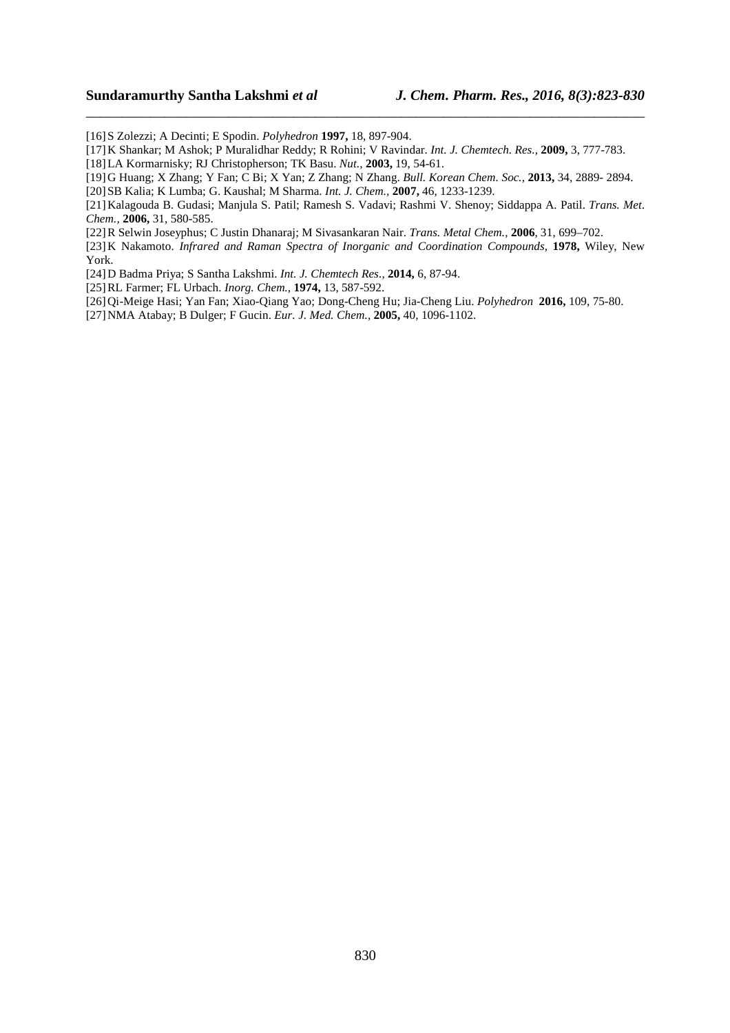[16] S Zolezzi; A Decinti; E Spodin. *Polyhedron* **1997,** 18, 897-904.

[17] K Shankar; M Ashok; P Muralidhar Reddy; R Rohini; V Ravindar. *Int. J. Chemtech. Res.*, **2009,** 3, 777-783.

[18] LA Kormarnisky; RJ Christopherson; TK Basu. *Nut.,* **2003,** 19, 54-61.

[19] G Huang; X Zhang; Y Fan; C Bi; X Yan; Z Zhang; N Zhang. *Bull. Korean Chem. Soc.,* **2013,** 34, 2889- 2894.

[20] SB Kalia; K Lumba; G. Kaushal; M Sharma. *Int. J. Chem.*, **2007,** 46, 1233-1239.

[21] Kalagouda B. Gudasi; Manjula S. Patil; Ramesh S. Vadavi; Rashmi V. Shenoy; Siddappa A. Patil. *Trans. Met. Chem.*, **2006,** 31, 580-585.

[22] R Selwin Joseyphus; C Justin Dhanaraj; M Sivasankaran Nair. *Trans. Metal Chem.,* **2006**, 31, 699–702.

[23] K Nakamoto. *Infrared and Raman Spectra of Inorganic and Coordination Compounds*, **1978,** Wiley, New York.

[24] D Badma Priya; S Santha Lakshmi. *Int. J. Chemtech Res.,* **2014,** 6, 87-94.

[25] RL Farmer; FL Urbach. *Inorg. Chem.*, **1974,** 13, 587-592.

[26] Qi-Meige Hasi; Yan Fan; Xiao-Qiang Yao; Dong-Cheng Hu; Jia-Cheng Liu. *Polyhedron* **2016,** 109, 75-80.

[27] NMA Atabay; B Dulger; F Gucin. *Eur. J. Med. Chem.*, **2005,** 40, 1096-1102.